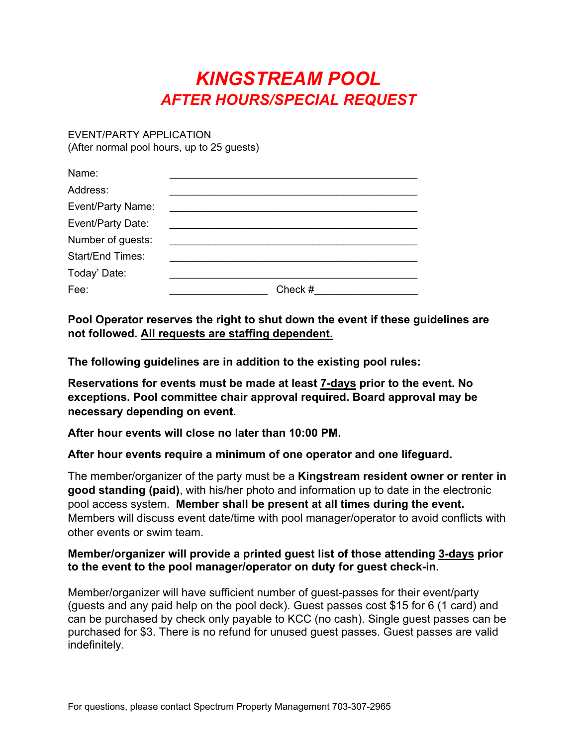# *KINGSTREAM POOL*

## *AFTER HOURS/SPECIAL REQUEST*

EVENT/PARTY APPLICATION
(After normal pool hours, up to 25 guests)

| | |
|---|---|
| Name: | ___________________________________________ |
| Address: | ___________________________________________ |
| Event/Party Name: | ___________________________________________ |
| Event/Party Date: | ___________________________________________ |
| Number of guests: | ___________________________________________ |
| Start/End Times: | ___________________________________________ |
| Today' Date: | ___________________________________________ |
| Fee: | _________________ Check #_________________ |

**Pool Operator reserves the right to shut down the event if these guidelines are not followed. <u>All requests are staffing dependent.</u>**

**The following guidelines are in addition to the existing pool rules:**

**Reservations for events must be made at least <u>7-days</u> prior to the event. No exceptions. Pool committee chair approval required. Board approval may be necessary depending on event.**

**After hour events will close no later than 10:00 PM.**

**After hour events require a minimum of one operator and one lifeguard.**

The member/organizer of the party must be a **Kingstream resident owner or renter in good standing (paid)**, with his/her photo and information up to date in the electronic pool access system. **Member shall be present at all times during the event.** Members will discuss event date/time with pool manager/operator to avoid conflicts with other events or swim team.

**Member/organizer will provide a printed guest list of those attending <u>3-days</u> prior to the event to the pool manager/operator on duty for guest check-in.**

Member/organizer will have sufficient number of guest-passes for their event/party (guests and any paid help on the pool deck). Guest passes cost $15 for 6 (1 card) and can be purchased by check only payable to KCC (no cash). Single guest passes can be purchased for $3. There is no refund for unused guest passes. Guest passes are valid indefinitely.

For questions, please contact Spectrum Property Management 703-307-2965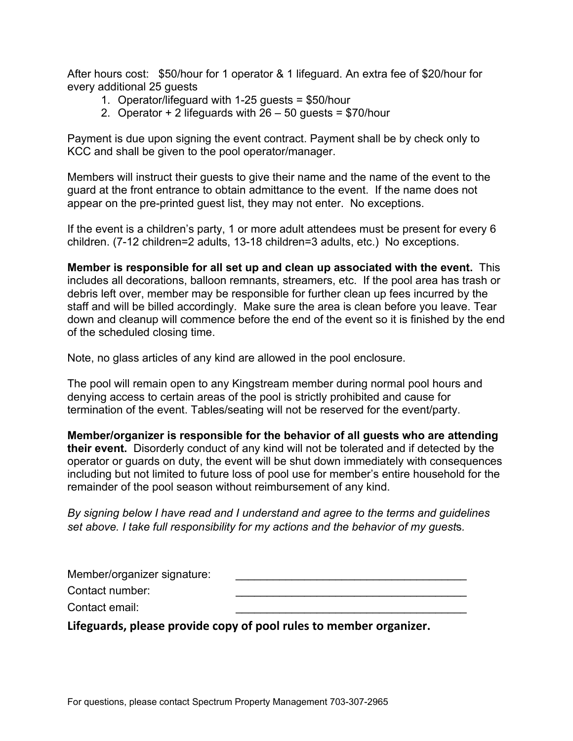After hours cost: $50/hour for 1 operator & 1 lifeguard. An extra fee of $20/hour for every additional 25 guests

1. Operator/lifeguard with 1-25 guests = $50/hour
2. Operator + 2 lifeguards with 26 – 50 guests = $70/hour

Payment is due upon signing the event contract. Payment shall be by check only to KCC and shall be given to the pool operator/manager.

Members will instruct their guests to give their name and the name of the event to the guard at the front entrance to obtain admittance to the event. If the name does not appear on the pre-printed guest list, they may not enter. No exceptions.

If the event is a children's party, 1 or more adult attendees must be present for every 6 children. (7-12 children=2 adults, 13-18 children=3 adults, etc.) No exceptions.

**Member is responsible for all set up and clean up associated with the event.** This includes all decorations, balloon remnants, streamers, etc. If the pool area has trash or debris left over, member may be responsible for further clean up fees incurred by the staff and will be billed accordingly. Make sure the area is clean before you leave. Tear down and cleanup will commence before the end of the event so it is finished by the end of the scheduled closing time.

Note, no glass articles of any kind are allowed in the pool enclosure.

The pool will remain open to any Kingstream member during normal pool hours and denying access to certain areas of the pool is strictly prohibited and cause for termination of the event. Tables/seating will not be reserved for the event/party.

**Member/organizer is responsible for the behavior of all guests who are attending their event.** Disorderly conduct of any kind will not be tolerated and if detected by the operator or guards on duty, the event will be shut down immediately with consequences including but not limited to future loss of pool use for member's entire household for the remainder of the pool season without reimbursement of any kind.

*By signing below I have read and I understand and agree to the terms and guidelines set above. I take full responsibility for my actions and the behavior of my guests.*

Member/organizer signature: ____________________________________

Contact number: ____________________________________

Contact email: ____________________________________

**Lifeguards, please provide copy of pool rules to member organizer.**

For questions, please contact Spectrum Property Management 703-307-2965